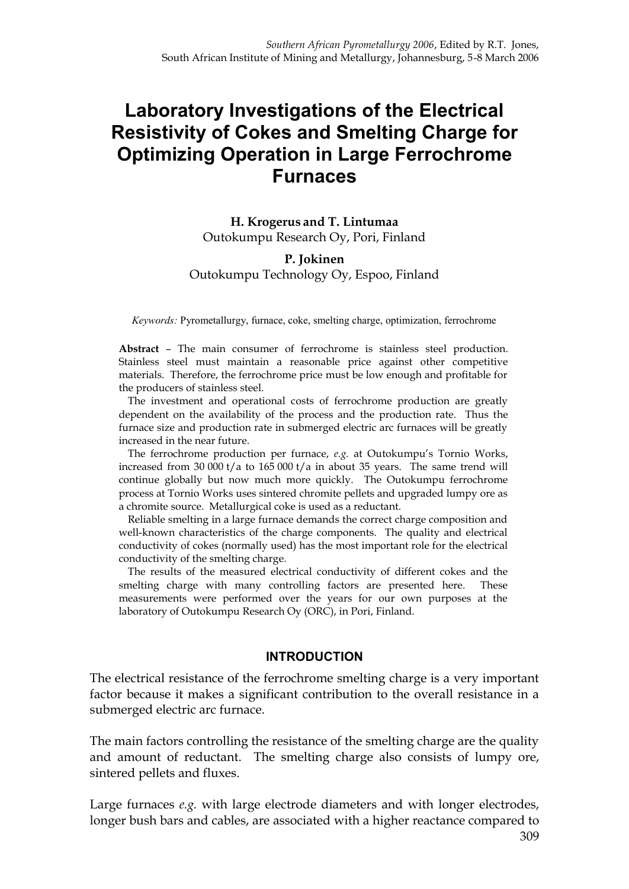# Laboratory Investigations of the Electrical Resistivity of Cokes and Smelting Charge for Optimizing Operation in Large Ferrochrome Furnaces

**H. Krogerus and T. Lintumaa**
Outokumpu Research Oy, Pori, Finland

**P. Jokinen**
Outokumpu Technology Oy, Espoo, Finland

*Keywords:* Pyrometallurgy, furnace, coke, smelting charge, optimization, ferrochrome

**Abstract** – The main consumer of ferrochrome is stainless steel production. Stainless steel must maintain a reasonable price against other competitive materials. Therefore, the ferrochrome price must be low enough and profitable for the producers of stainless steel.

The investment and operational costs of ferrochrome production are greatly dependent on the availability of the process and the production rate. Thus the furnace size and production rate in submerged electric arc furnaces will be greatly increased in the near future.

The ferrochrome production per furnace, *e.g.* at Outokumpu's Tornio Works, increased from 30 000 t/a to 165 000 t/a in about 35 years. The same trend will continue globally but now much more quickly. The Outokumpu ferrochrome process at Tornio Works uses sintered chromite pellets and upgraded lumpy ore as a chromite source. Metallurgical coke is used as a reductant.

Reliable smelting in a large furnace demands the correct charge composition and well-known characteristics of the charge components. The quality and electrical conductivity of cokes (normally used) has the most important role for the electrical conductivity of the smelting charge.

The results of the measured electrical conductivity of different cokes and the smelting charge with many controlling factors are presented here. These measurements were performed over the years for our own purposes at the laboratory of Outokumpu Research Oy (ORC), in Pori, Finland.

## INTRODUCTION

The electrical resistance of the ferrochrome smelting charge is a very important factor because it makes a significant contribution to the overall resistance in a submerged electric arc furnace.

The main factors controlling the resistance of the smelting charge are the quality and amount of reductant. The smelting charge also consists of lumpy ore, sintered pellets and fluxes.

Large furnaces *e.g.* with large electrode diameters and with longer electrodes, longer bush bars and cables, are associated with a higher reactance compared to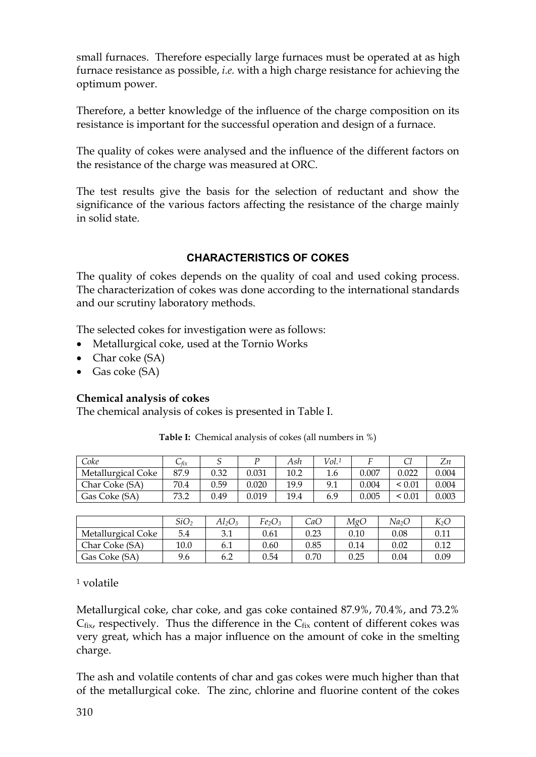small furnaces. Therefore especially large furnaces must be operated at as high furnace resistance as possible, *i.e.* with a high charge resistance for achieving the optimum power.

Therefore, a better knowledge of the influence of the charge composition on its resistance is important for the successful operation and design of a furnace.

The quality of cokes were analysed and the influence of the different factors on the resistance of the charge was measured at ORC.

The test results give the basis for the selection of reductant and show the significance of the various factors affecting the resistance of the charge mainly in solid state.

## CHARACTERISTICS OF COKES

The quality of cokes depends on the quality of coal and used coking process. The characterization of cokes was done according to the international standards and our scrutiny laboratory methods.

The selected cokes for investigation were as follows:

- Metallurgical coke, used at the Tornio Works
- Char coke (SA)
- Gas coke (SA)

**Chemical analysis of cokes**

The chemical analysis of cokes is presented in Table I.

**Table I:** Chemical analysis of cokes (all numbers in %)

| *Coke* | $C_{fix}$ | *S* | *P* | *Ash* | *Vol.*[1] | *F* | *Cl* | *Zn* |
|---|---|---|---|---|---|---|---|---|
| Metallurgical Coke | 87.9 | 0.32 | 0.031 | 10.2 | 1.6 | 0.007 | 0.022 | 0.004 |
| Char Coke (SA) | 70.4 | 0.59 | 0.020 | 19.9 | 9.1 | 0.004 | < 0.01 | 0.004 |
| Gas Coke (SA) | 73.2 | 0.49 | 0.019 | 19.4 | 6.9 | 0.005 | < 0.01 | 0.003 |

| | $SiO_2$ | $Al_2O_3$ | $Fe_2O_3$ | *CaO* | *MgO* | $Na_2O$ | $K_2O$ |
|---|---|---|---|---|---|---|---|
| Metallurgical Coke | 5.4 | 3.1 | 0.61 | 0.23 | 0.10 | 0.08 | 0.11 |
| Char Coke (SA) | 10.0 | 6.1 | 0.60 | 0.85 | 0.14 | 0.02 | 0.12 |
| Gas Coke (SA) | 9.6 | 6.2 | 0.54 | 0.70 | 0.25 | 0.04 | 0.09 |

[1] volatile

Metallurgical coke, char coke, and gas coke contained 87.9%, 70.4%, and 73.2% $C_{fix}$, respectively. Thus the difference in the $C_{fix}$ content of different cokes was very great, which has a major influence on the amount of coke in the smelting charge.

The ash and volatile contents of char and gas cokes were much higher than that of the metallurgical coke. The zinc, chlorine and fluorine content of the cokes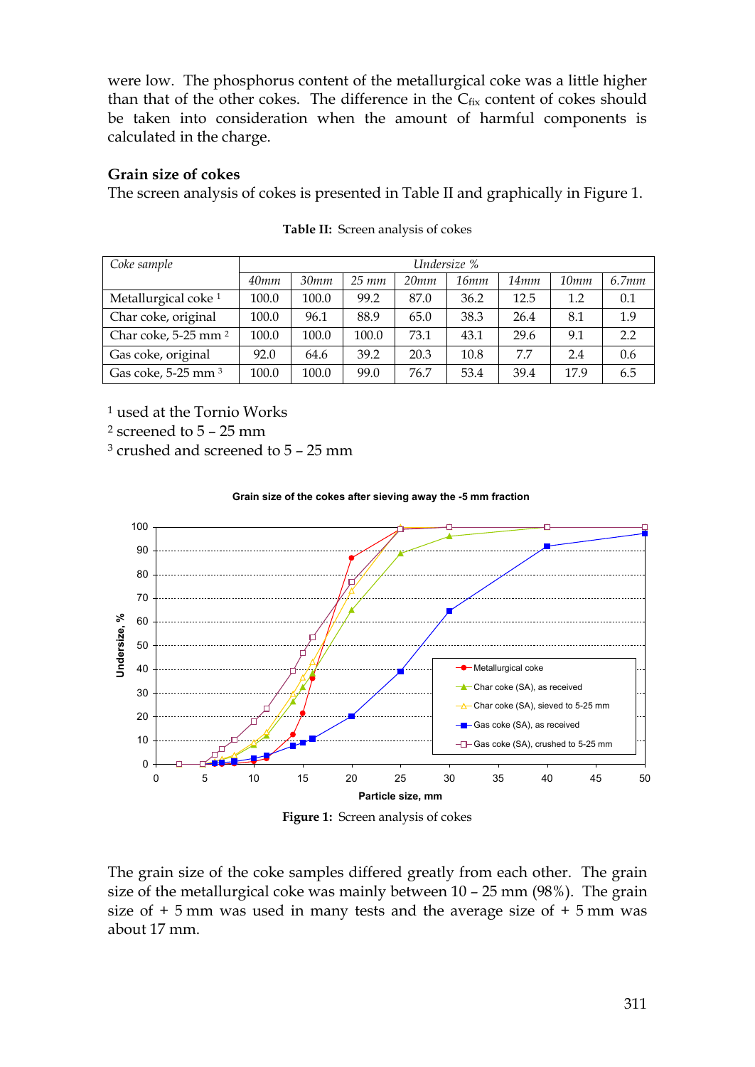were low. The phosphorus content of the metallurgical coke was a little higher than that of the other cokes. The difference in the $C_{fix}$ content of cokes should be taken into consideration when the amount of harmful components is calculated in the charge.

### Grain size of cokes

The screen analysis of cokes is presented in Table II and graphically in Figure 1.

**Table II:** Screen analysis of cokes

| *Coke sample* | *Undersize %* | | | | | | | |
|---|---|---|---|---|---|---|---|---|
| | *40mm* | *30mm* | *25 mm* | *20mm* | *16mm* | *14mm* | *10mm* | *6.7mm* |
| Metallurgical coke [1] | 100.0 | 100.0 | 99.2 | 87.0 | 36.2 | 12.5 | 1.2 | 0.1 |
| Char coke, original | 100.0 | 96.1 | 88.9 | 65.0 | 38.3 | 26.4 | 8.1 | 1.9 |
| Char coke, 5-25 mm [2] | 100.0 | 100.0 | 100.0 | 73.1 | 43.1 | 29.6 | 9.1 | 2.2 |
| Gas coke, original | 92.0 | 64.6 | 39.2 | 20.3 | 10.8 | 7.7 | 2.4 | 0.6 |
| Gas coke, 5-25 mm [3] | 100.0 | 100.0 | 99.0 | 76.7 | 53.4 | 39.4 | 17.9 | 6.5 |

[1] used at the Tornio Works
[2] screened to 5 – 25 mm
[3] crushed and screened to 5 – 25 mm

**Grain size of the cokes after sieving away the -5 mm fraction**

**Figure 1:** Screen analysis of cokes

The grain size of the coke samples differed greatly from each other. The grain size of the metallurgical coke was mainly between 10 – 25 mm (98%). The grain size of + 5 mm was used in many tests and the average size of + 5 mm was about 17 mm.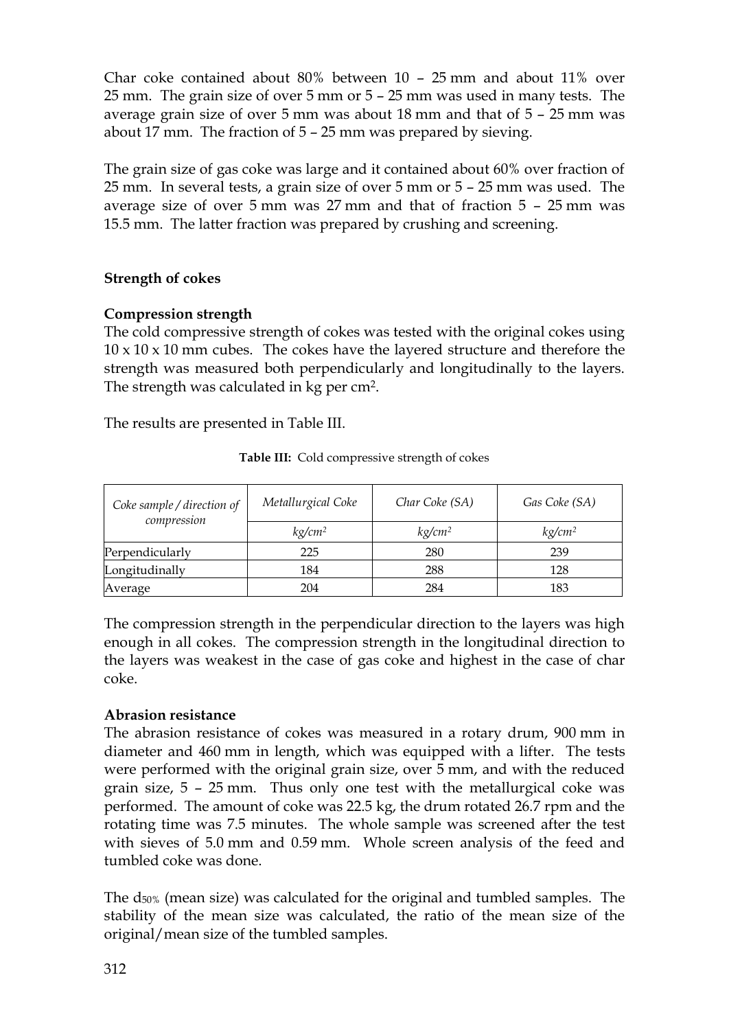Char coke contained about 80% between 10 – 25 mm and about 11% over 25 mm. The grain size of over 5 mm or 5 – 25 mm was used in many tests. The average grain size of over 5 mm was about 18 mm and that of 5 – 25 mm was about 17 mm. The fraction of 5 – 25 mm was prepared by sieving.

The grain size of gas coke was large and it contained about 60% over fraction of 25 mm. In several tests, a grain size of over 5 mm or 5 – 25 mm was used. The average size of over 5 mm was 27 mm and that of fraction 5 – 25 mm was 15.5 mm. The latter fraction was prepared by crushing and screening.

## Strength of cokes

### Compression strength

The cold compressive strength of cokes was tested with the original cokes using 10 x 10 x 10 mm cubes. The cokes have the layered structure and therefore the strength was measured both perpendicularly and longitudinally to the layers. The strength was calculated in kg per cm$^2$.

The results are presented in Table III.

**Table III:** Cold compressive strength of cokes

| *Coke sample / direction of compression* | *Metallurgical Coke* | *Char Coke (SA)* | *Gas Coke (SA)* |
|---|---|---|---|
| | *kg/cm$^2$* | *kg/cm$^2$* | *kg/cm$^2$* |
| Perpendicularly | 225 | 280 | 239 |
| Longitudinally | 184 | 288 | 128 |
| Average | 204 | 284 | 183 |

The compression strength in the perpendicular direction to the layers was high enough in all cokes. The compression strength in the longitudinal direction to the layers was weakest in the case of gas coke and highest in the case of char coke.

### Abrasion resistance

The abrasion resistance of cokes was measured in a rotary drum, 900 mm in diameter and 460 mm in length, which was equipped with a lifter. The tests were performed with the original grain size, over 5 mm, and with the reduced grain size, 5 – 25 mm. Thus only one test with the metallurgical coke was performed. The amount of coke was 22.5 kg, the drum rotated 26.7 rpm and the rotating time was 7.5 minutes. The whole sample was screened after the test with sieves of 5.0 mm and 0.59 mm. Whole screen analysis of the feed and tumbled coke was done.

The $d_{50\%}$ (mean size) was calculated for the original and tumbled samples. The stability of the mean size was calculated, the ratio of the mean size of the original/mean size of the tumbled samples.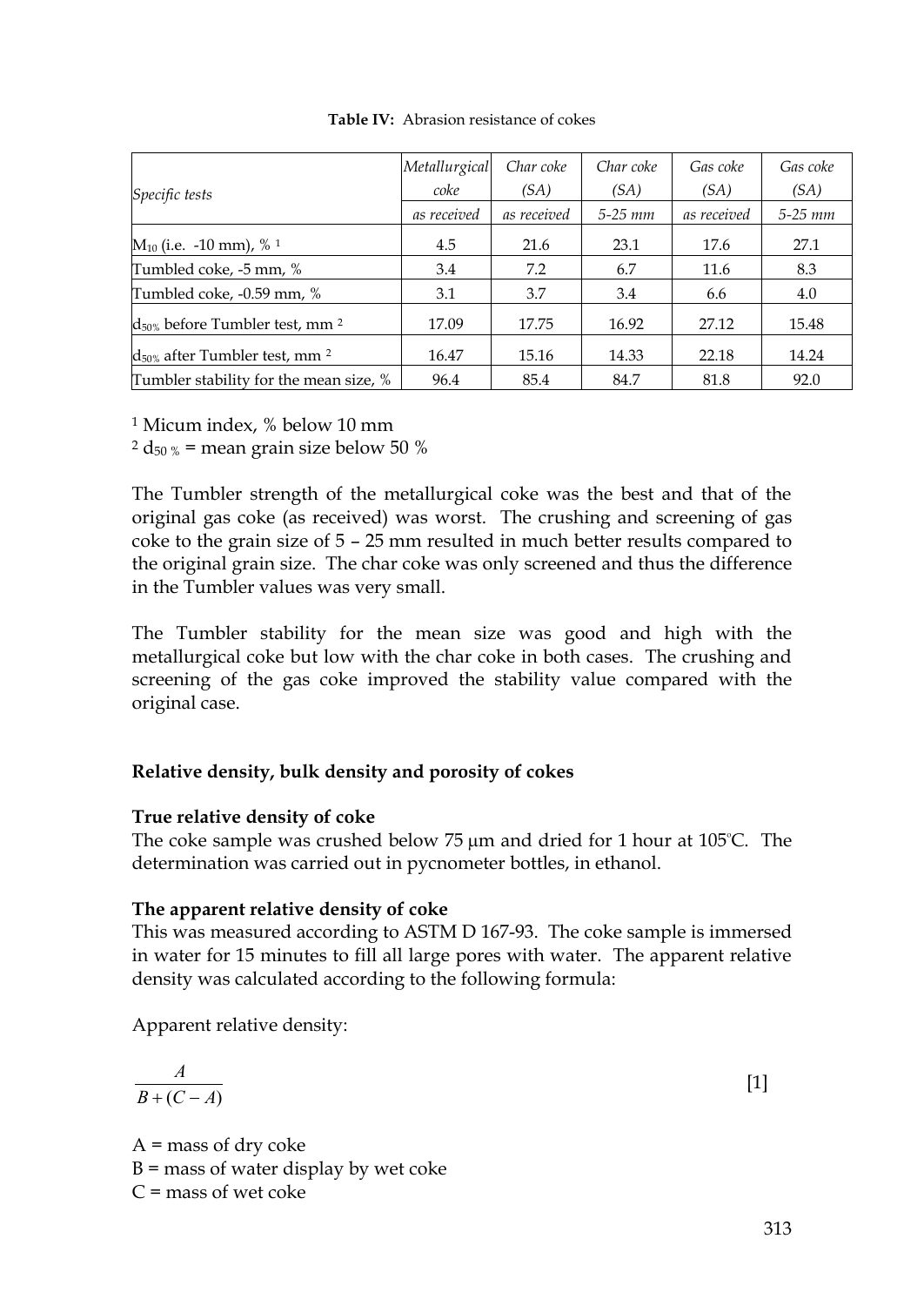**Table IV:** Abrasion resistance of cokes

| Specific tests | *Metallurgical coke* | *Char coke (SA)* | *Char coke (SA)* | *Gas coke (SA)* | *Gas coke (SA)* |
|---|---|---|---|---|---|
| | *as received* | *as received* | *5-25 mm* | *as received* | *5-25 mm* |
| $M_{10}$ (i.e. -10 mm), % [1] | 4.5 | 21.6 | 23.1 | 17.6 | 27.1 |
| Tumbled coke, -5 mm, % | 3.4 | 7.2 | 6.7 | 11.6 | 8.3 |
| Tumbled coke, -0.59 mm, % | 3.1 | 3.7 | 3.4 | 6.6 | 4.0 |
| $d_{50\%}$ before Tumbler test, mm [2] | 17.09 | 17.75 | 16.92 | 27.12 | 15.48 |
| $d_{50\%}$ after Tumbler test, mm [2] | 16.47 | 15.16 | 14.33 | 22.18 | 14.24 |
| Tumbler stability for the mean size, % | 96.4 | 85.4 | 84.7 | 81.8 | 92.0 |

[1] Micum index, % below 10 mm

[2] $d_{50\%}$ = mean grain size below 50 %

The Tumbler strength of the metallurgical coke was the best and that of the original gas coke (as received) was worst. The crushing and screening of gas coke to the grain size of 5 – 25 mm resulted in much better results compared to the original grain size. The char coke was only screened and thus the difference in the Tumbler values was very small.

The Tumbler stability for the mean size was good and high with the metallurgical coke but low with the char coke in both cases. The crushing and screening of the gas coke improved the stability value compared with the original case.

**Relative density, bulk density and porosity of cokes**

**True relative density of coke**

The coke sample was crushed below 75 μm and dried for 1 hour at 105°C. The determination was carried out in pycnometer bottles, in ethanol.

**The apparent relative density of coke**

This was measured according to ASTM D 167-93. The coke sample is immersed in water for 15 minutes to fill all large pores with water. The apparent relative density was calculated according to the following formula:

Apparent relative density:

$$\frac{A}{B+(C-A)} \quad [1]$$

A = mass of dry coke

B = mass of water display by wet coke

C = mass of wet coke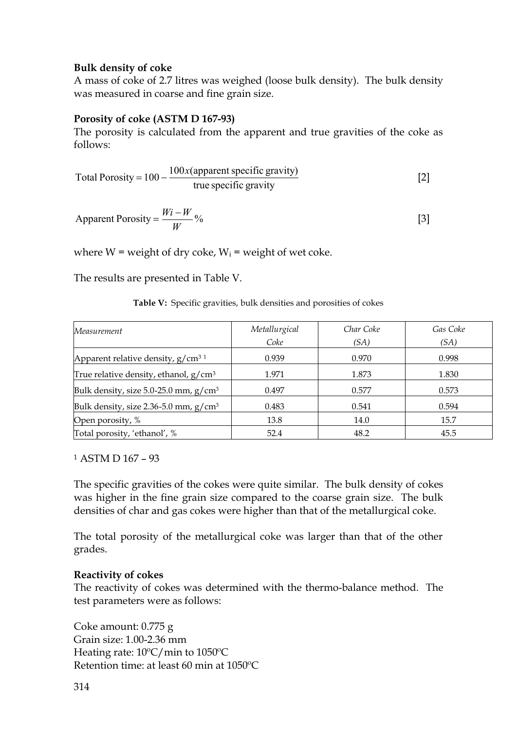**Bulk density of coke**

A mass of coke of 2.7 litres was weighed (loose bulk density). The bulk density was measured in coarse and fine grain size.

**Porosity of coke (ASTM D 167-93)**

The porosity is calculated from the apparent and true gravities of the coke as follows:

$$\text{Total Porosity} = 100 - \frac{100x(\text{apparent specific gravity})}{\text{true specific gravity}} \quad [2]$$

$$\text{Apparent Porosity} = \frac{Wi - W}{W}\% \quad [3]$$

where W = weight of dry coke, $W_i$ = weight of wet coke.

The results are presented in Table V.

**Table V:** Specific gravities, bulk densities and porosities of cokes

| *Measurement* | *Metallurgical Coke* | *Char Coke (SA)* | *Gas Coke (SA)* |
|---|---|---|---|
| Apparent relative density, $g/cm^3$ [1] | 0.939 | 0.970 | 0.998 |
| True relative density, ethanol, $g/cm^3$ | 1.971 | 1.873 | 1.830 |
| Bulk density, size 5.0-25.0 mm, $g/cm^3$ | 0.497 | 0.577 | 0.573 |
| Bulk density, size 2.36-5.0 mm, $g/cm^3$ | 0.483 | 0.541 | 0.594 |
| Open porosity, % | 13.8 | 14.0 | 15.7 |
| Total porosity, 'ethanol', % | 52.4 | 48.2 | 45.5 |

[1] ASTM D 167 – 93

The specific gravities of the cokes were quite similar. The bulk density of cokes was higher in the fine grain size compared to the coarse grain size. The bulk densities of char and gas cokes were higher than that of the metallurgical coke.

The total porosity of the metallurgical coke was larger than that of the other grades.

**Reactivity of cokes**

The reactivity of cokes was determined with the thermo-balance method. The test parameters were as follows:

Coke amount: 0.775 g
Grain size: 1.00-2.36 mm
Heating rate: 10°C/min to 1050°C
Retention time: at least 60 min at 1050°C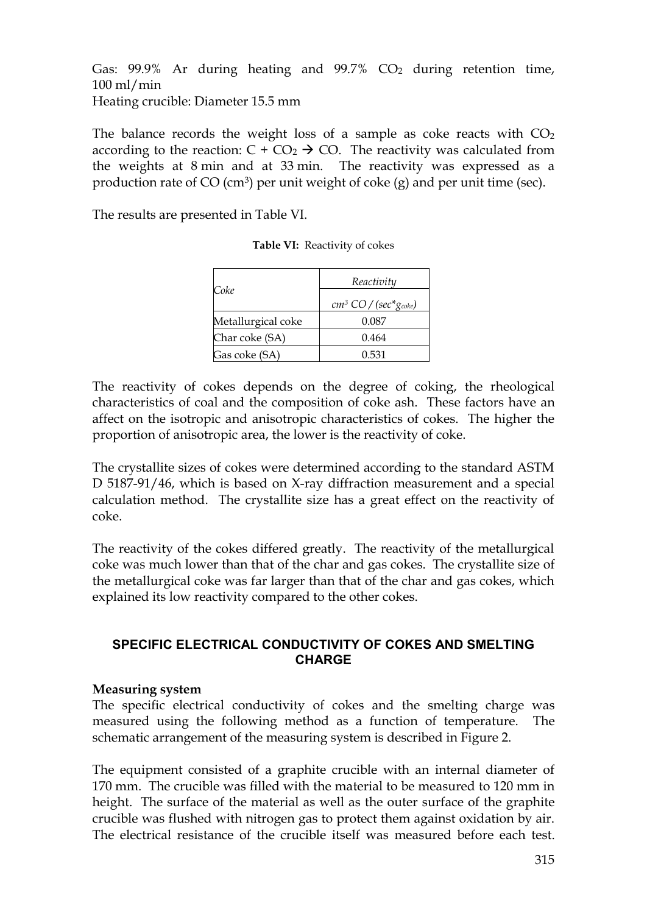Gas: 99.9% Ar during heating and 99.7% $CO_2$ during retention time, 100 ml/min
Heating crucible: Diameter 15.5 mm

The balance records the weight loss of a sample as coke reacts with $CO_2$ according to the reaction: $C + CO_2 \rightarrow CO$. The reactivity was calculated from the weights at 8 min and at 33 min. The reactivity was expressed as a production rate of CO ($cm^3$) per unit weight of coke (g) and per unit time (sec).

The results are presented in Table VI.

**Table VI:** Reactivity of cokes

| *Coke* | *Reactivity* |
|---|---|
| | *$cm^3$ CO / (sec\*$g_{coke}$)* |
| Metallurgical coke | 0.087 |
| Char coke (SA) | 0.464 |
| Gas coke (SA) | 0.531 |

The reactivity of cokes depends on the degree of coking, the rheological characteristics of coal and the composition of coke ash. These factors have an affect on the isotropic and anisotropic characteristics of cokes. The higher the proportion of anisotropic area, the lower is the reactivity of coke.

The crystallite sizes of cokes were determined according to the standard ASTM D 5187-91/46, which is based on X-ray diffraction measurement and a special calculation method. The crystallite size has a great effect on the reactivity of coke.

The reactivity of the cokes differed greatly. The reactivity of the metallurgical coke was much lower than that of the char and gas cokes. The crystallite size of the metallurgical coke was far larger than that of the char and gas cokes, which explained its low reactivity compared to the other cokes.

## SPECIFIC ELECTRICAL CONDUCTIVITY OF COKES AND SMELTING CHARGE

### Measuring system

The specific electrical conductivity of cokes and the smelting charge was measured using the following method as a function of temperature. The schematic arrangement of the measuring system is described in Figure 2.

The equipment consisted of a graphite crucible with an internal diameter of 170 mm. The crucible was filled with the material to be measured to 120 mm in height. The surface of the material as well as the outer surface of the graphite crucible was flushed with nitrogen gas to protect them against oxidation by air. The electrical resistance of the crucible itself was measured before each test.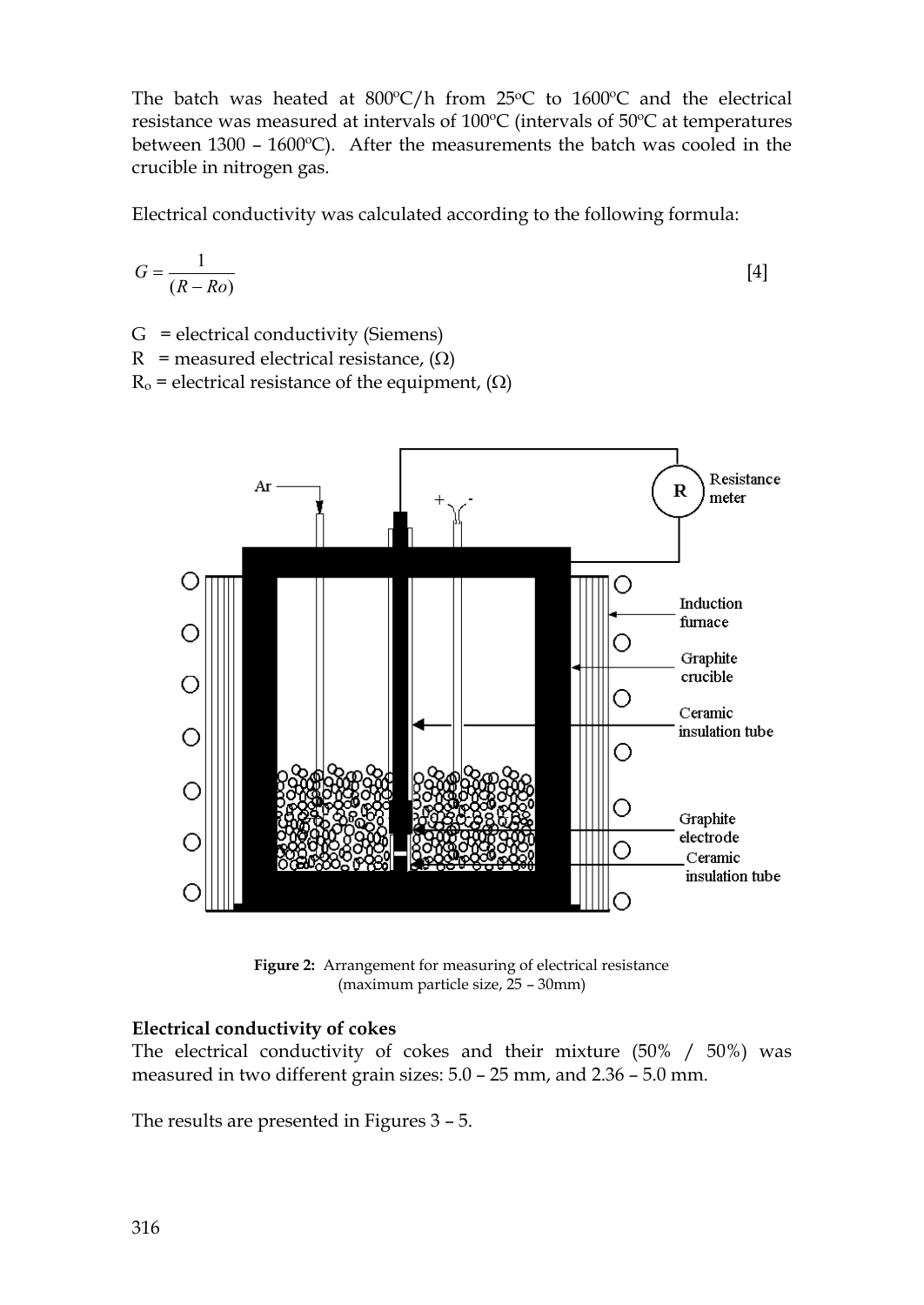The batch was heated at 800ºC/h from 25ºC to 1600ºC and the electrical resistance was measured at intervals of 100ºC (intervals of 50ºC at temperatures between 1300 – 1600ºC). After the measurements the batch was cooled in the crucible in nitrogen gas.

Electrical conductivity was calculated according to the following formula:

$$G = \frac{1}{(R - Ro)} \qquad [4]$$

G = electrical conductivity (Siemens)
R = measured electrical resistance, (Ω)
$R_o$ = electrical resistance of the equipment, (Ω)

**Figure 2:** Arrangement for measuring of electrical resistance (maximum particle size, 25 – 30mm)

**Electrical conductivity of cokes**
The electrical conductivity of cokes and their mixture (50% / 50%) was measured in two different grain sizes: 5.0 – 25 mm, and 2.36 – 5.0 mm.

The results are presented in Figures 3 – 5.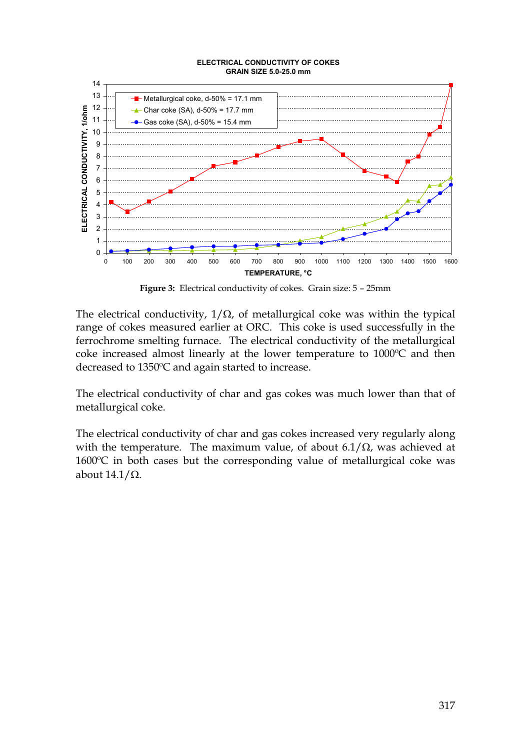**Figure 3:** Electrical conductivity of cokes. Grain size: 5 – 25mm

The electrical conductivity, 1/Ω, of metallurgical coke was within the typical range of cokes measured earlier at ORC. This coke is used successfully in the ferrochrome smelting furnace. The electrical conductivity of the metallurgical coke increased almost linearly at the lower temperature to 1000ºC and then decreased to 1350ºC and again started to increase.

The electrical conductivity of char and gas cokes was much lower than that of metallurgical coke.

The electrical conductivity of char and gas cokes increased very regularly along with the temperature. The maximum value, of about 6.1/Ω, was achieved at 1600ºC in both cases but the corresponding value of metallurgical coke was about 14.1/Ω.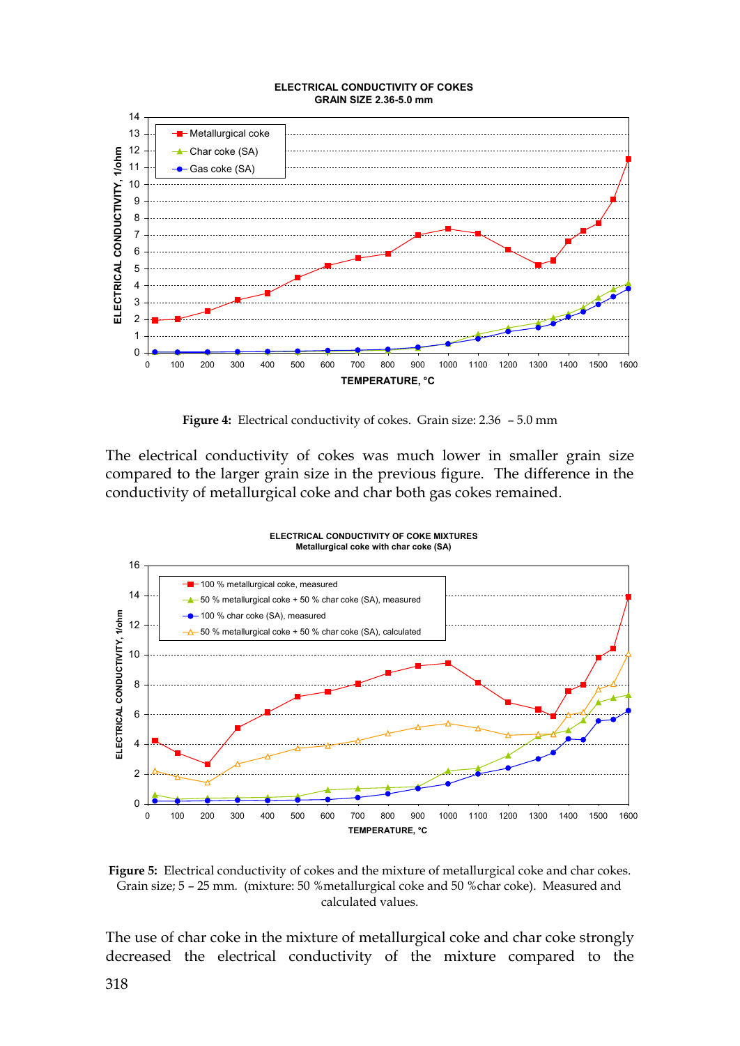**Figure 4:** Electrical conductivity of cokes. Grain size: 2.36 – 5.0 mm

The electrical conductivity of cokes was much lower in smaller grain size compared to the larger grain size in the previous figure. The difference in the conductivity of metallurgical coke and char both gas cokes remained.

**Figure 5:** Electrical conductivity of cokes and the mixture of metallurgical coke and char cokes. Grain size; 5 – 25 mm. (mixture: 50 %metallurgical coke and 50 %char coke). Measured and calculated values.

The use of char coke in the mixture of metallurgical coke and char coke strongly decreased the electrical conductivity of the mixture compared to the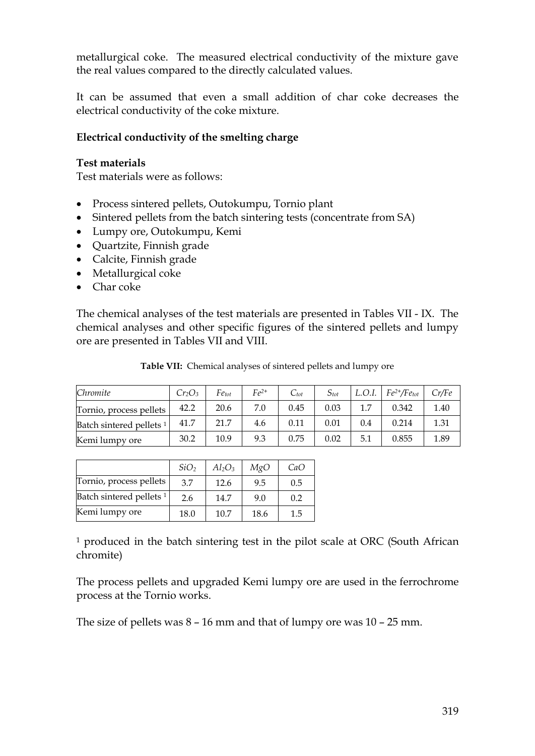metallurgical coke. The measured electrical conductivity of the mixture gave the real values compared to the directly calculated values.

It can be assumed that even a small addition of char coke decreases the electrical conductivity of the coke mixture.

**Electrical conductivity of the smelting charge**

**Test materials**

Test materials were as follows:

- Process sintered pellets, Outokumpu, Tornio plant
- Sintered pellets from the batch sintering tests (concentrate from SA)
- Lumpy ore, Outokumpu, Kemi
- Quartzite, Finnish grade
- Calcite, Finnish grade
- Metallurgical coke
- Char coke

The chemical analyses of the test materials are presented in Tables VII - IX. The chemical analyses and other specific figures of the sintered pellets and lumpy ore are presented in Tables VII and VIII.

**Table VII:** Chemical analyses of sintered pellets and lumpy ore

| *Chromite* | $Cr_2O_3$ | $Fe_{tot}$ | $Fe^{2+}$ | $C_{tot}$ | $S_{tot}$ | *L.O.I.* | $Fe^{2+}/Fe_{tot}$ | *Cr/Fe* |
|---|---|---|---|---|---|---|---|---|
| Tornio, process pellets | 42.2 | 20.6 | 7.0 | 0.45 | 0.03 | 1.7 | 0.342 | 1.40 |
| Batch sintered pellets [1] | 41.7 | 21.7 | 4.6 | 0.11 | 0.01 | 0.4 | 0.214 | 1.31 |
| Kemi lumpy ore | 30.2 | 10.9 | 9.3 | 0.75 | 0.02 | 5.1 | 0.855 | 1.89 |

| | $SiO_2$ | $Al_2O_3$ | *MgO* | *CaO* |
|---|---|---|---|---|
| Tornio, process pellets | 3.7 | 12.6 | 9.5 | 0.5 |
| Batch sintered pellets [1] | 2.6 | 14.7 | 9.0 | 0.2 |
| Kemi lumpy ore | 18.0 | 10.7 | 18.6 | 1.5 |

[1] produced in the batch sintering test in the pilot scale at ORC (South African chromite)

The process pellets and upgraded Kemi lumpy ore are used in the ferrochrome process at the Tornio works.

The size of pellets was 8 – 16 mm and that of lumpy ore was 10 – 25 mm.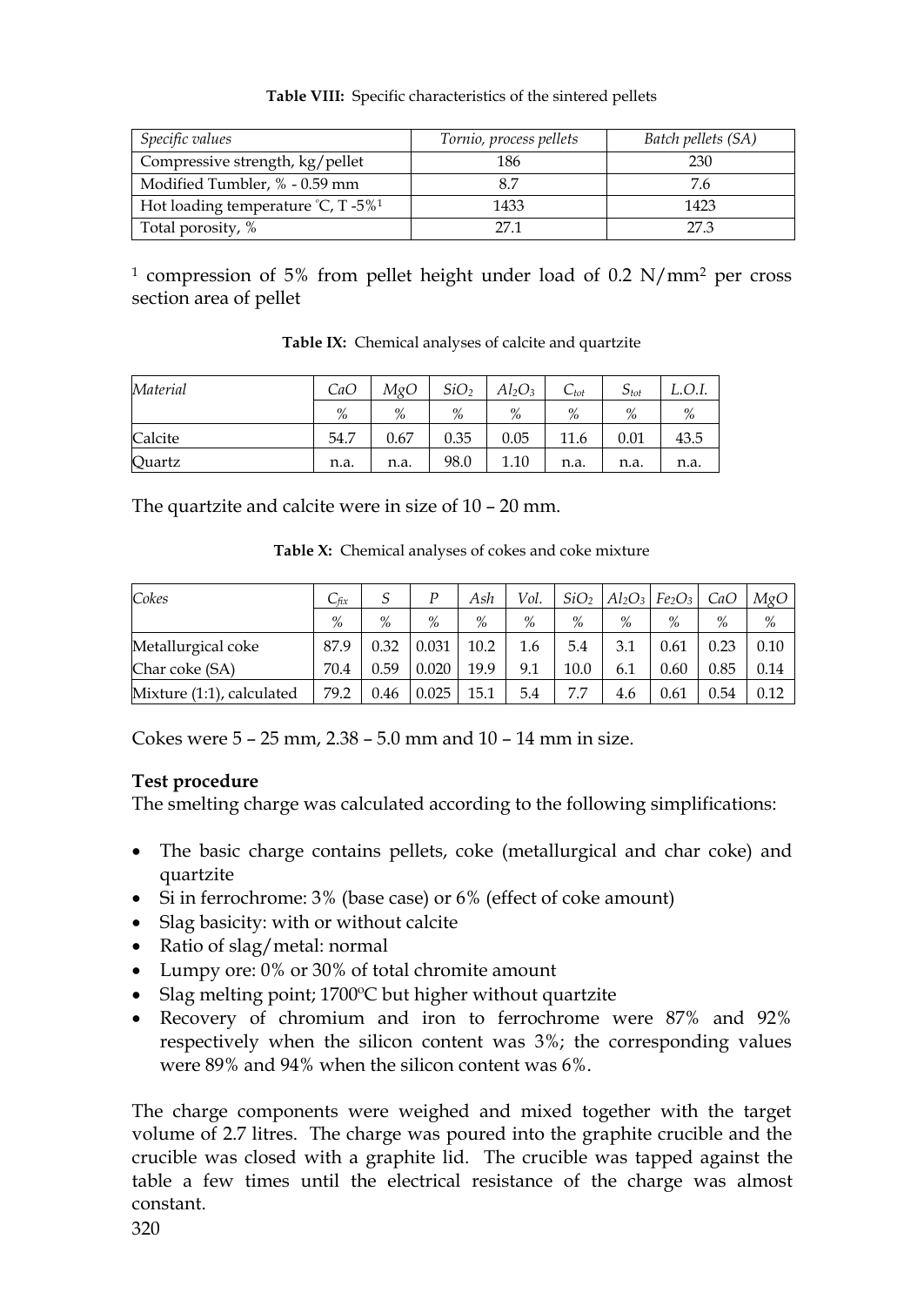**Table VIII:** Specific characteristics of the sintered pellets

| *Specific values* | *Tornio, process pellets* | *Batch pellets (SA)* |
|---|---|---|
| Compressive strength, kg/pellet | 186 | 230 |
| Modified Tumbler, % - 0.59 mm | 8.7 | 7.6 |
| Hot loading temperature °C, T -5%[1] | 1433 | 1423 |
| Total porosity, % | 27.1 | 27.3 |

[1] compression of 5% from pellet height under load of 0.2 N/mm$^2$ per cross section area of pellet

**Table IX:** Chemical analyses of calcite and quartzite

| *Material* | *CaO* | *MgO* | *$SiO_2$* | *$Al_2O_3$* | *$C_{tot}$* | *$S_{tot}$* | *L.O.I.* |
|---|---|---|---|---|---|---|---|
| | % | % | % | % | % | % | % |
| Calcite | 54.7 | 0.67 | 0.35 | 0.05 | 11.6 | 0.01 | 43.5 |
| Quartz | n.a. | n.a. | 98.0 | 1.10 | n.a. | n.a. | n.a. |

The quartzite and calcite were in size of 10 – 20 mm.

**Table X:** Chemical analyses of cokes and coke mixture

| *Cokes* | *$C_{fix}$* | *S* | *P* | *Ash* | *Vol.* | *$SiO_2$* | *$Al_2O_3$* | *$Fe_2O_3$* | *CaO* | *MgO* |
|---|---|---|---|---|---|---|---|---|---|---|
| | % | % | % | % | % | % | % | % | % | % |
| Metallurgical coke | 87.9 | 0.32 | 0.031 | 10.2 | 1.6 | 5.4 | 3.1 | 0.61 | 0.23 | 0.10 |
| Char coke (SA) | 70.4 | 0.59 | 0.020 | 19.9 | 9.1 | 10.0 | 6.1 | 0.60 | 0.85 | 0.14 |
| Mixture (1:1), calculated | 79.2 | 0.46 | 0.025 | 15.1 | 5.4 | 7.7 | 4.6 | 0.61 | 0.54 | 0.12 |

Cokes were 5 – 25 mm, 2.38 – 5.0 mm and 10 – 14 mm in size.

**Test procedure**

The smelting charge was calculated according to the following simplifications:

- The basic charge contains pellets, coke (metallurgical and char coke) and quartzite
- Si in ferrochrome: 3% (base case) or 6% (effect of coke amount)
- Slag basicity: with or without calcite
- Ratio of slag/metal: normal
- Lumpy ore: 0% or 30% of total chromite amount
- Slag melting point; 1700ºC but higher without quartzite
- Recovery of chromium and iron to ferrochrome were 87% and 92% respectively when the silicon content was 3%; the corresponding values were 89% and 94% when the silicon content was 6%.

The charge components were weighed and mixed together with the target volume of 2.7 litres. The charge was poured into the graphite crucible and the crucible was closed with a graphite lid. The crucible was tapped against the table a few times until the electrical resistance of the charge was almost constant.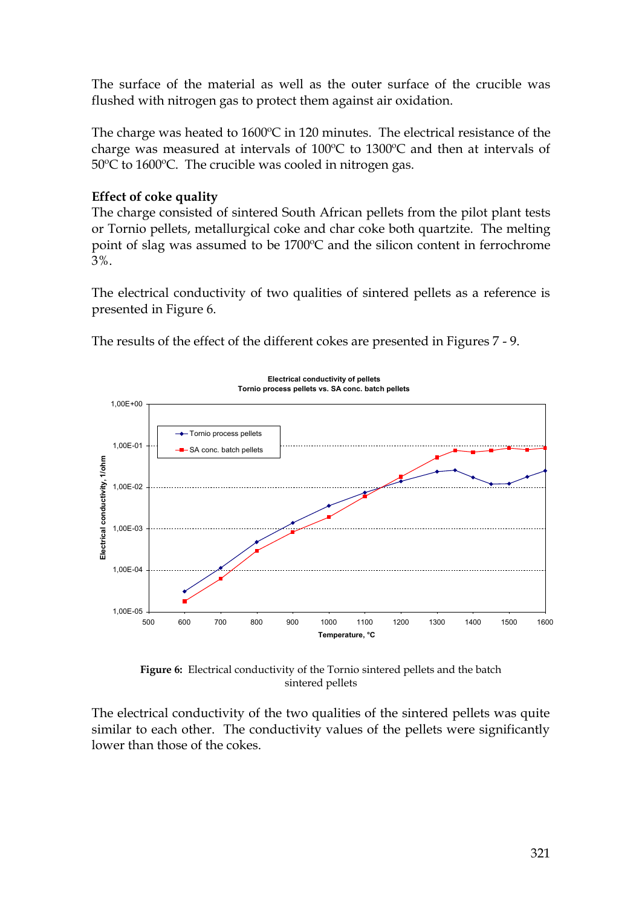The surface of the material as well as the outer surface of the crucible was flushed with nitrogen gas to protect them against air oxidation.

The charge was heated to 1600ºC in 120 minutes. The electrical resistance of the charge was measured at intervals of 100ºC to 1300ºC and then at intervals of 50ºC to 1600ºC. The crucible was cooled in nitrogen gas.

**Effect of coke quality**

The charge consisted of sintered South African pellets from the pilot plant tests or Tornio pellets, metallurgical coke and char coke both quartzite. The melting point of slag was assumed to be 1700ºC and the silicon content in ferrochrome 3%.

The electrical conductivity of two qualities of sintered pellets as a reference is presented in Figure 6.

The results of the effect of the different cokes are presented in Figures 7 - 9.

**Figure 6:** Electrical conductivity of the Tornio sintered pellets and the batch sintered pellets

The electrical conductivity of the two qualities of the sintered pellets was quite similar to each other. The conductivity values of the pellets were significantly lower than those of the cokes.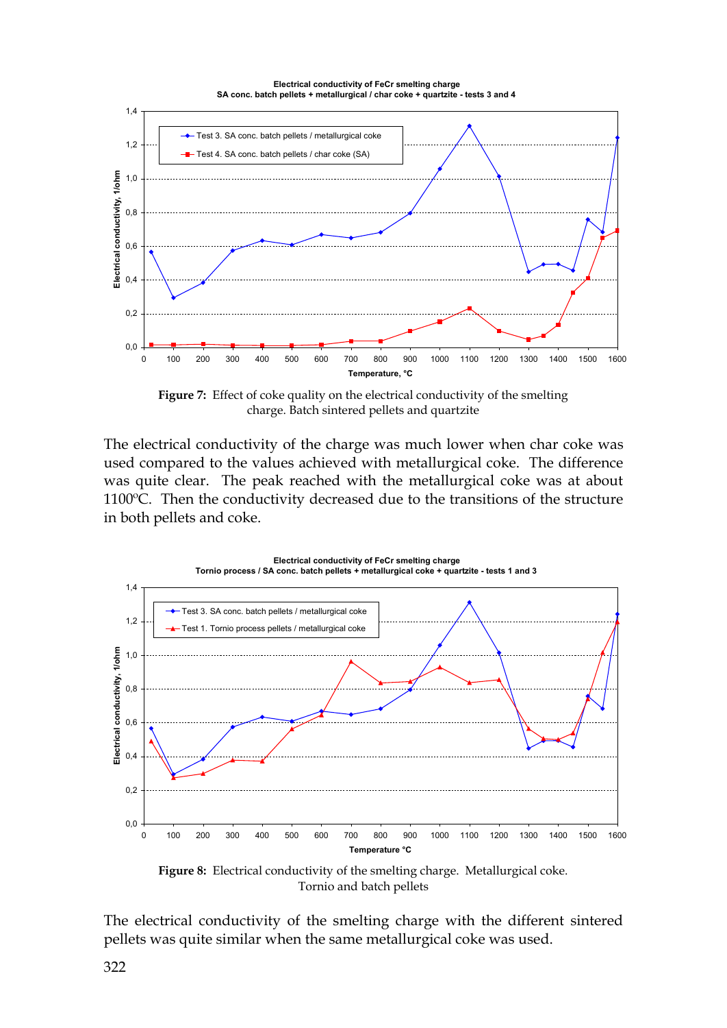**Figure 7:** Effect of coke quality on the electrical conductivity of the smelting charge. Batch sintered pellets and quartzite

The electrical conductivity of the charge was much lower when char coke was used compared to the values achieved with metallurgical coke. The difference was quite clear. The peak reached with the metallurgical coke was at about 1100ºC. Then the conductivity decreased due to the transitions of the structure in both pellets and coke.

**Figure 8:** Electrical conductivity of the smelting charge. Metallurgical coke. Tornio and batch pellets

The electrical conductivity of the smelting charge with the different sintered pellets was quite similar when the same metallurgical coke was used.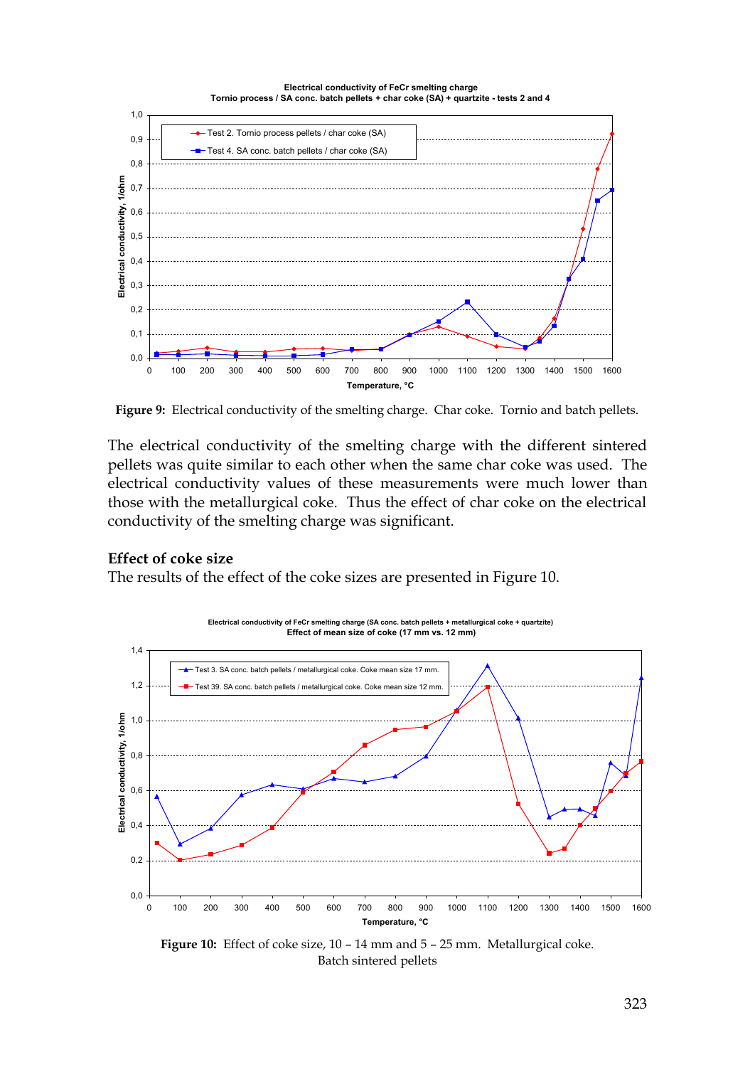**Figure 9:** Electrical conductivity of the smelting charge. Char coke. Tornio and batch pellets.

The electrical conductivity of the smelting charge with the different sintered pellets was quite similar to each other when the same char coke was used. The electrical conductivity values of these measurements were much lower than those with the metallurgical coke. Thus the effect of char coke on the electrical conductivity of the smelting charge was significant.

**Effect of coke size**

The results of the effect of the coke sizes are presented in Figure 10.

**Figure 10:** Effect of coke size, 10 – 14 mm and 5 – 25 mm. Metallurgical coke. Batch sintered pellets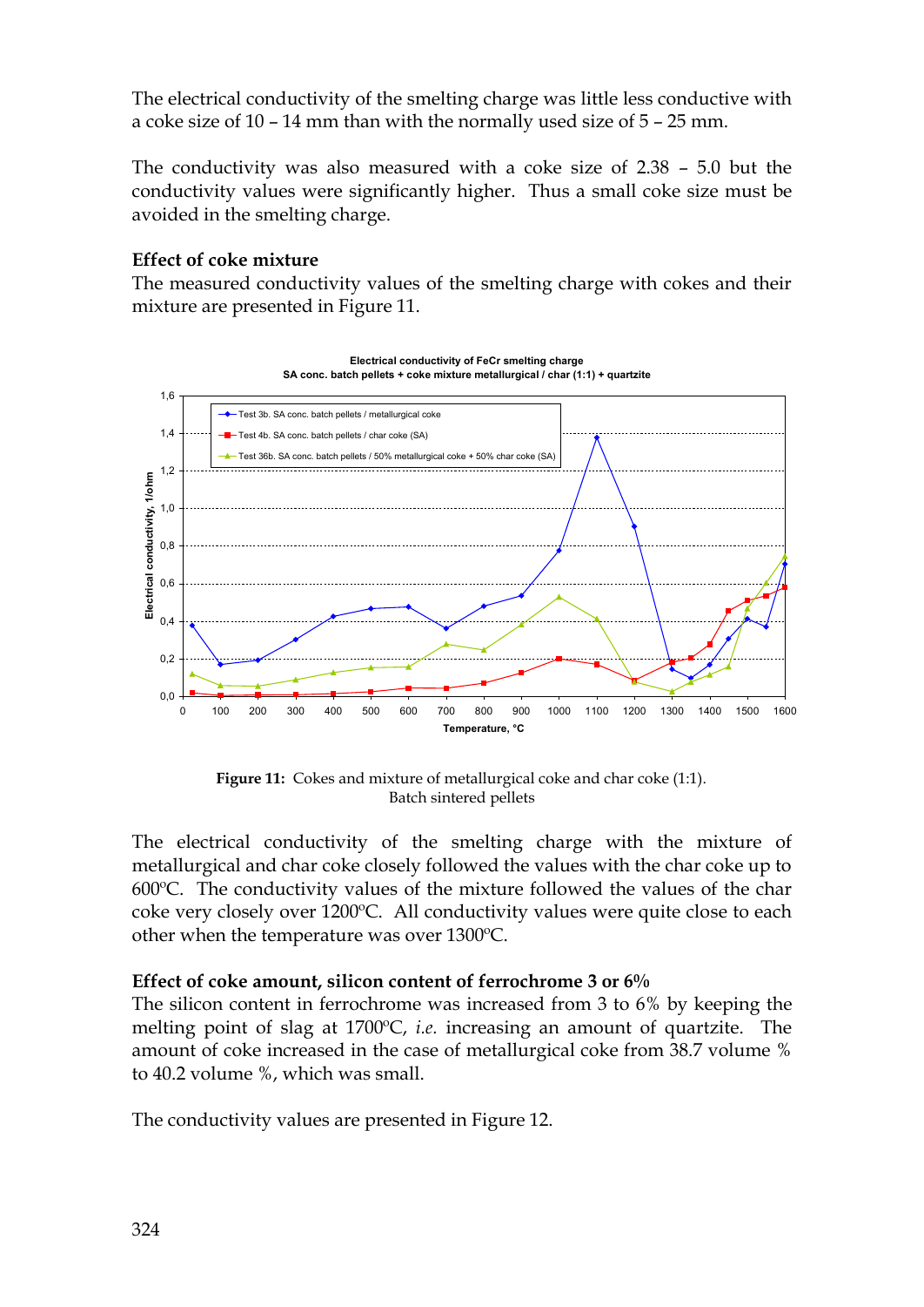The electrical conductivity of the smelting charge was little less conductive with a coke size of 10 – 14 mm than with the normally used size of 5 – 25 mm.

The conductivity was also measured with a coke size of 2.38 – 5.0 but the conductivity values were significantly higher. Thus a small coke size must be avoided in the smelting charge.

**Effect of coke mixture**

The measured conductivity values of the smelting charge with cokes and their mixture are presented in Figure 11.

**Figure 11:** Cokes and mixture of metallurgical coke and char coke (1:1). Batch sintered pellets

The electrical conductivity of the smelting charge with the mixture of metallurgical and char coke closely followed the values with the char coke up to 600ºC. The conductivity values of the mixture followed the values of the char coke very closely over 1200ºC. All conductivity values were quite close to each other when the temperature was over 1300ºC.

**Effect of coke amount, silicon content of ferrochrome 3 or 6%**

The silicon content in ferrochrome was increased from 3 to 6% by keeping the melting point of slag at 1700ºC, *i.e.* increasing an amount of quartzite. The amount of coke increased in the case of metallurgical coke from 38.7 volume % to 40.2 volume %, which was small.

The conductivity values are presented in Figure 12.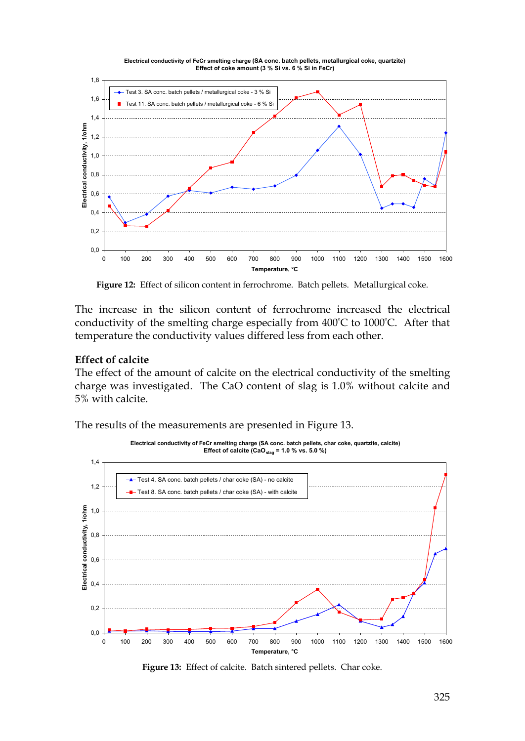**Figure 12:** Effect of silicon content in ferrochrome. Batch pellets. Metallurgical coke.

The increase in the silicon content of ferrochrome increased the electrical conductivity of the smelting charge especially from 400°C to 1000°C. After that temperature the conductivity values differed less from each other.

### Effect of calcite

The effect of the amount of calcite on the electrical conductivity of the smelting charge was investigated. The CaO content of slag is 1.0% without calcite and 5% with calcite.

The results of the measurements are presented in Figure 13.

**Figure 13:** Effect of calcite. Batch sintered pellets. Char coke.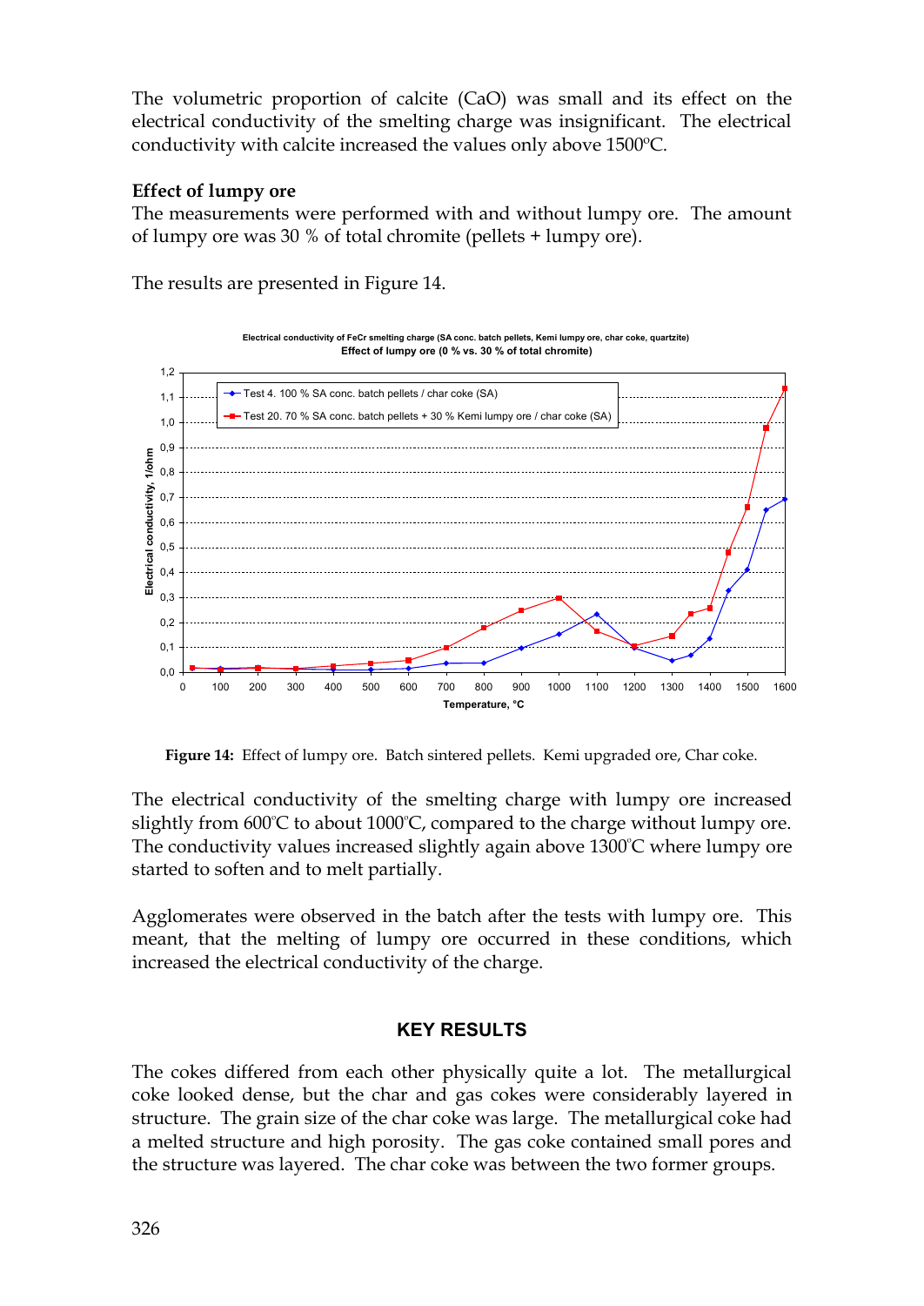The volumetric proportion of calcite (CaO) was small and its effect on the electrical conductivity of the smelting charge was insignificant. The electrical conductivity with calcite increased the values only above 1500ºC.

**Effect of lumpy ore**

The measurements were performed with and without lumpy ore. The amount of lumpy ore was 30 % of total chromite (pellets + lumpy ore).

The results are presented in Figure 14.

**Figure 14:** Effect of lumpy ore. Batch sintered pellets. Kemi upgraded ore, Char coke.

The electrical conductivity of the smelting charge with lumpy ore increased slightly from 600˚C to about 1000˚C, compared to the charge without lumpy ore. The conductivity values increased slightly again above 1300˚C where lumpy ore started to soften and to melt partially.

Agglomerates were observed in the batch after the tests with lumpy ore. This meant, that the melting of lumpy ore occurred in these conditions, which increased the electrical conductivity of the charge.

## KEY RESULTS

The cokes differed from each other physically quite a lot. The metallurgical coke looked dense, but the char and gas cokes were considerably layered in structure. The grain size of the char coke was large. The metallurgical coke had a melted structure and high porosity. The gas coke contained small pores and the structure was layered. The char coke was between the two former groups.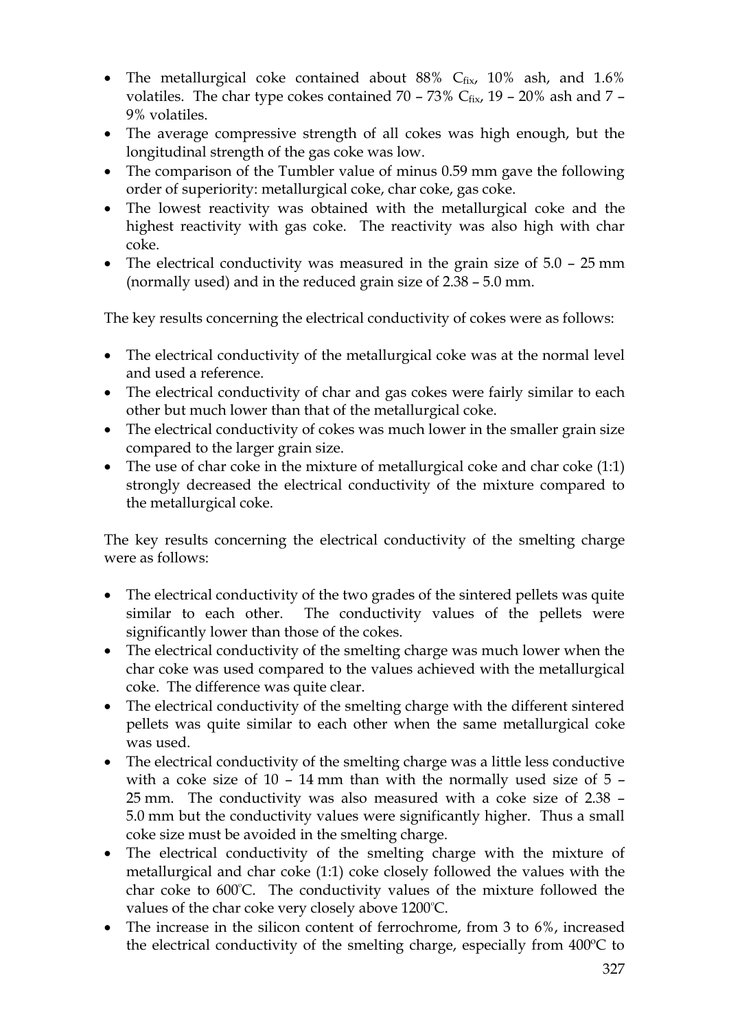- The metallurgical coke contained about 88% $C_{fix}$, 10% ash, and 1.6% volatiles. The char type cokes contained 70 – 73% $C_{fix}$, 19 – 20% ash and 7 – 9% volatiles.
- The average compressive strength of all cokes was high enough, but the longitudinal strength of the gas coke was low.
- The comparison of the Tumbler value of minus 0.59 mm gave the following order of superiority: metallurgical coke, char coke, gas coke.
- The lowest reactivity was obtained with the metallurgical coke and the highest reactivity with gas coke. The reactivity was also high with char coke.
- The electrical conductivity was measured in the grain size of 5.0 – 25 mm (normally used) and in the reduced grain size of 2.38 – 5.0 mm.

The key results concerning the electrical conductivity of cokes were as follows:

- The electrical conductivity of the metallurgical coke was at the normal level and used a reference.
- The electrical conductivity of char and gas cokes were fairly similar to each other but much lower than that of the metallurgical coke.
- The electrical conductivity of cokes was much lower in the smaller grain size compared to the larger grain size.
- The use of char coke in the mixture of metallurgical coke and char coke (1:1) strongly decreased the electrical conductivity of the mixture compared to the metallurgical coke.

The key results concerning the electrical conductivity of the smelting charge were as follows:

- The electrical conductivity of the two grades of the sintered pellets was quite similar to each other. The conductivity values of the pellets were significantly lower than those of the cokes.
- The electrical conductivity of the smelting charge was much lower when the char coke was used compared to the values achieved with the metallurgical coke. The difference was quite clear.
- The electrical conductivity of the smelting charge with the different sintered pellets was quite similar to each other when the same metallurgical coke was used.
- The electrical conductivity of the smelting charge was a little less conductive with a coke size of 10 – 14 mm than with the normally used size of 5 – 25 mm. The conductivity was also measured with a coke size of 2.38 – 5.0 mm but the conductivity values were significantly higher. Thus a small coke size must be avoided in the smelting charge.
- The electrical conductivity of the smelting charge with the mixture of metallurgical and char coke (1:1) coke closely followed the values with the char coke to 600°C. The conductivity values of the mixture followed the values of the char coke very closely above 1200°C.
- The increase in the silicon content of ferrochrome, from 3 to 6%, increased the electrical conductivity of the smelting charge, especially from 400°C to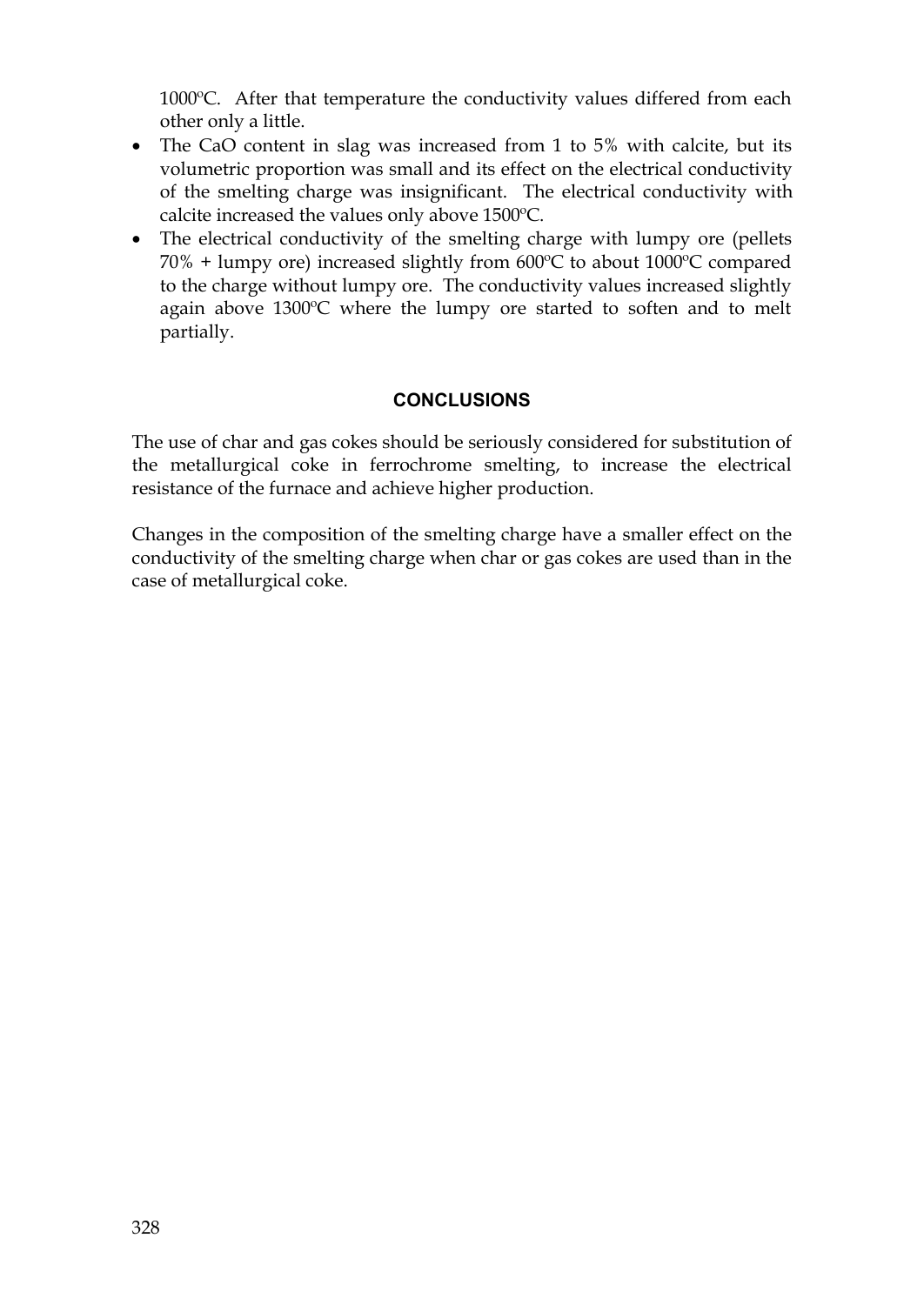1000ºC. After that temperature the conductivity values differed from each other only a little.

- The CaO content in slag was increased from 1 to 5% with calcite, but its volumetric proportion was small and its effect on the electrical conductivity of the smelting charge was insignificant. The electrical conductivity with calcite increased the values only above 1500ºC.
- The electrical conductivity of the smelting charge with lumpy ore (pellets 70% + lumpy ore) increased slightly from 600ºC to about 1000ºC compared to the charge without lumpy ore. The conductivity values increased slightly again above 1300ºC where the lumpy ore started to soften and to melt partially.

## CONCLUSIONS

The use of char and gas cokes should be seriously considered for substitution of the metallurgical coke in ferrochrome smelting, to increase the electrical resistance of the furnace and achieve higher production.

Changes in the composition of the smelting charge have a smaller effect on the conductivity of the smelting charge when char or gas cokes are used than in the case of metallurgical coke.